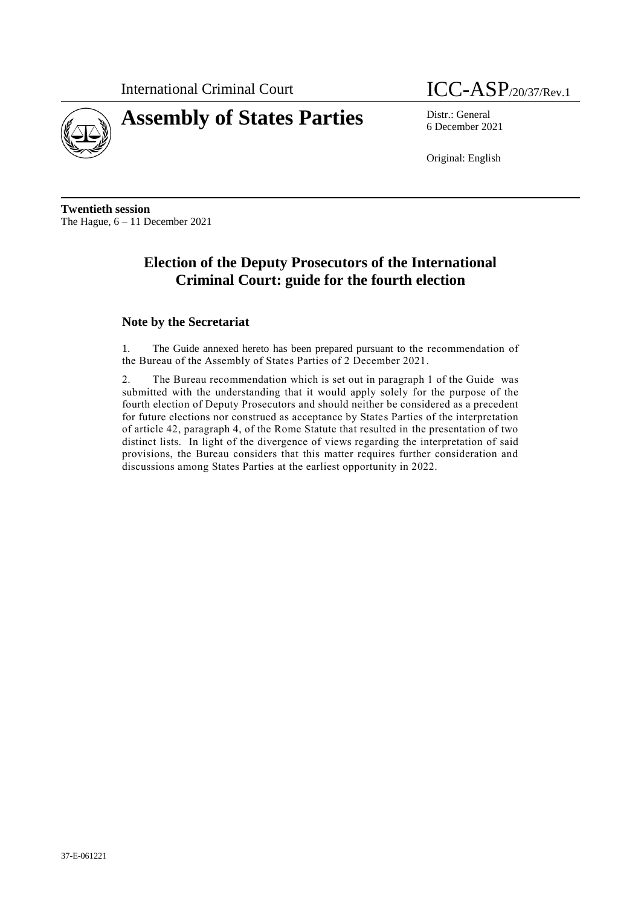International Criminal Court

ICC-ASP/20/37/Rev.1

# Assembly of States Parties

Distr.: General
6 December 2021

Original: English

**Twentieth session**
The Hague, 6 – 11 December 2021

## Election of the Deputy Prosecutors of the International Criminal Court: guide for the fourth election

### Note by the Secretariat

1. The Guide annexed hereto has been prepared pursuant to the recommendation of the Bureau of the Assembly of States Parties of 2 December 2021.

2. The Bureau recommendation which is set out in paragraph 1 of the Guide was submitted with the understanding that it would apply solely for the purpose of the fourth election of Deputy Prosecutors and should neither be considered as a precedent for future elections nor construed as acceptance by States Parties of the interpretation of article 42, paragraph 4, of the Rome Statute that resulted in the presentation of two distinct lists. In light of the divergence of views regarding the interpretation of said provisions, the Bureau considers that this matter requires further consideration and discussions among States Parties at the earliest opportunity in 2022.

37-E-061221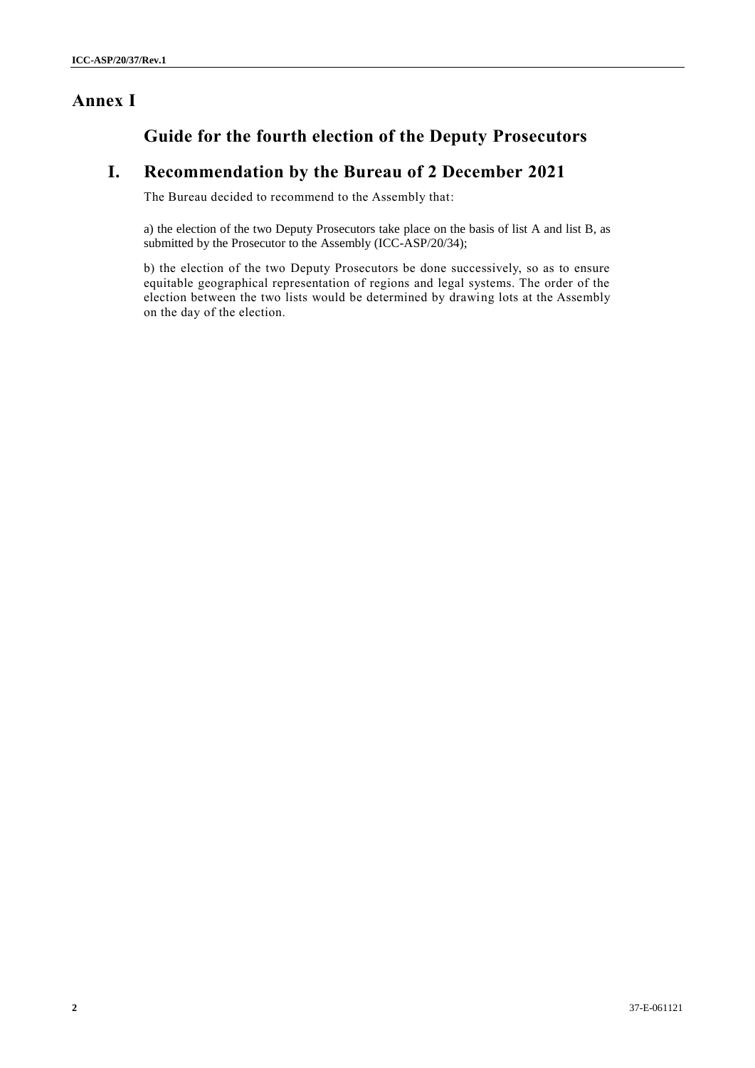# Annex I

## Guide for the fourth election of the Deputy Prosecutors

## I. Recommendation by the Bureau of 2 December 2021

The Bureau decided to recommend to the Assembly that:

a) the election of the two Deputy Prosecutors take place on the basis of list A and list B, as submitted by the Prosecutor to the Assembly (ICC-ASP/20/34);

b) the election of the two Deputy Prosecutors be done successively, so as to ensure equitable geographical representation of regions and legal systems. The order of the election between the two lists would be determined by drawing lots at the Assembly on the day of the election.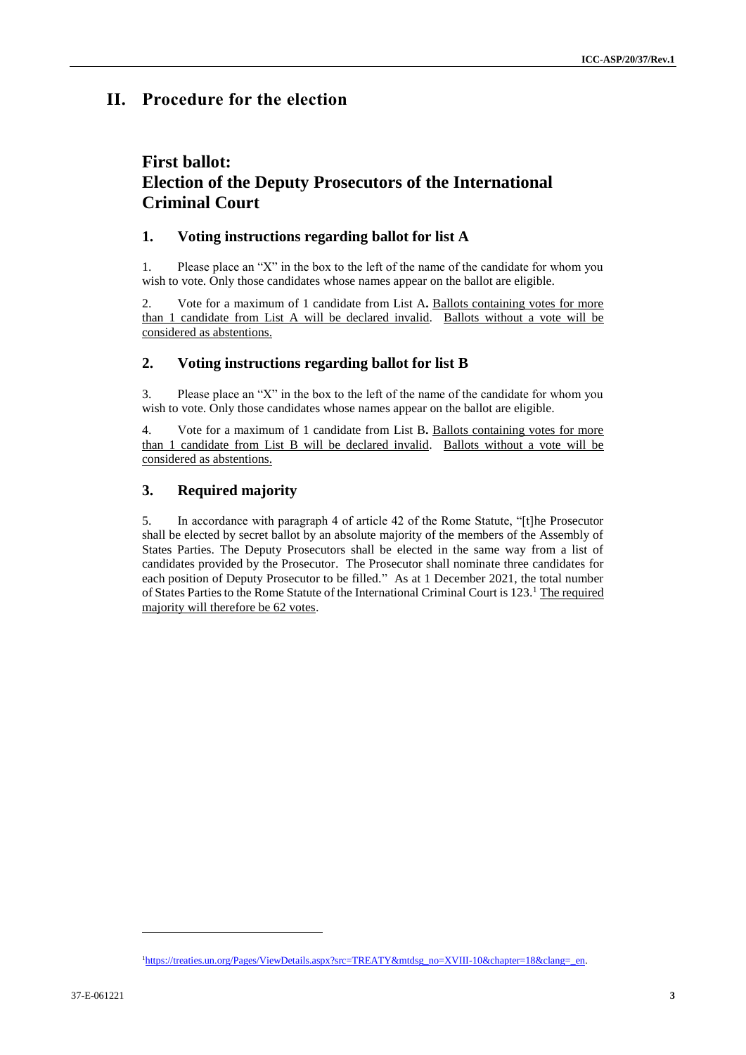# II. Procedure for the election

## First ballot: Election of the Deputy Prosecutors of the International Criminal Court

### 1. Voting instructions regarding ballot for list A

1. Please place an "X" in the box to the left of the name of the candidate for whom you wish to vote. Only those candidates whose names appear on the ballot are eligible.

2. Vote for a maximum of 1 candidate from List A**.** Ballots containing votes for more than 1 candidate from List A will be declared invalid. Ballots without a vote will be considered as abstentions.

### 2. Voting instructions regarding ballot for list B

3. Please place an "X" in the box to the left of the name of the candidate for whom you wish to vote. Only those candidates whose names appear on the ballot are eligible.

4. Vote for a maximum of 1 candidate from List B**.** Ballots containing votes for more than 1 candidate from List B will be declared invalid. Ballots without a vote will be considered as abstentions.

### 3. Required majority

5. In accordance with paragraph 4 of article 42 of the Rome Statute, "[t]he Prosecutor shall be elected by secret ballot by an absolute majority of the members of the Assembly of States Parties. The Deputy Prosecutors shall be elected in the same way from a list of candidates provided by the Prosecutor. The Prosecutor shall nominate three candidates for each position of Deputy Prosecutor to be filled." As at 1 December 2021, the total number of States Parties to the Rome Statute of the International Criminal Court is 123.[1] The required majority will therefore be 62 votes.

---

[1] https://treaties.un.org/Pages/ViewDetails.aspx?src=TREATY&mtdsg_no=XVIII-10&chapter=18&clang=_en.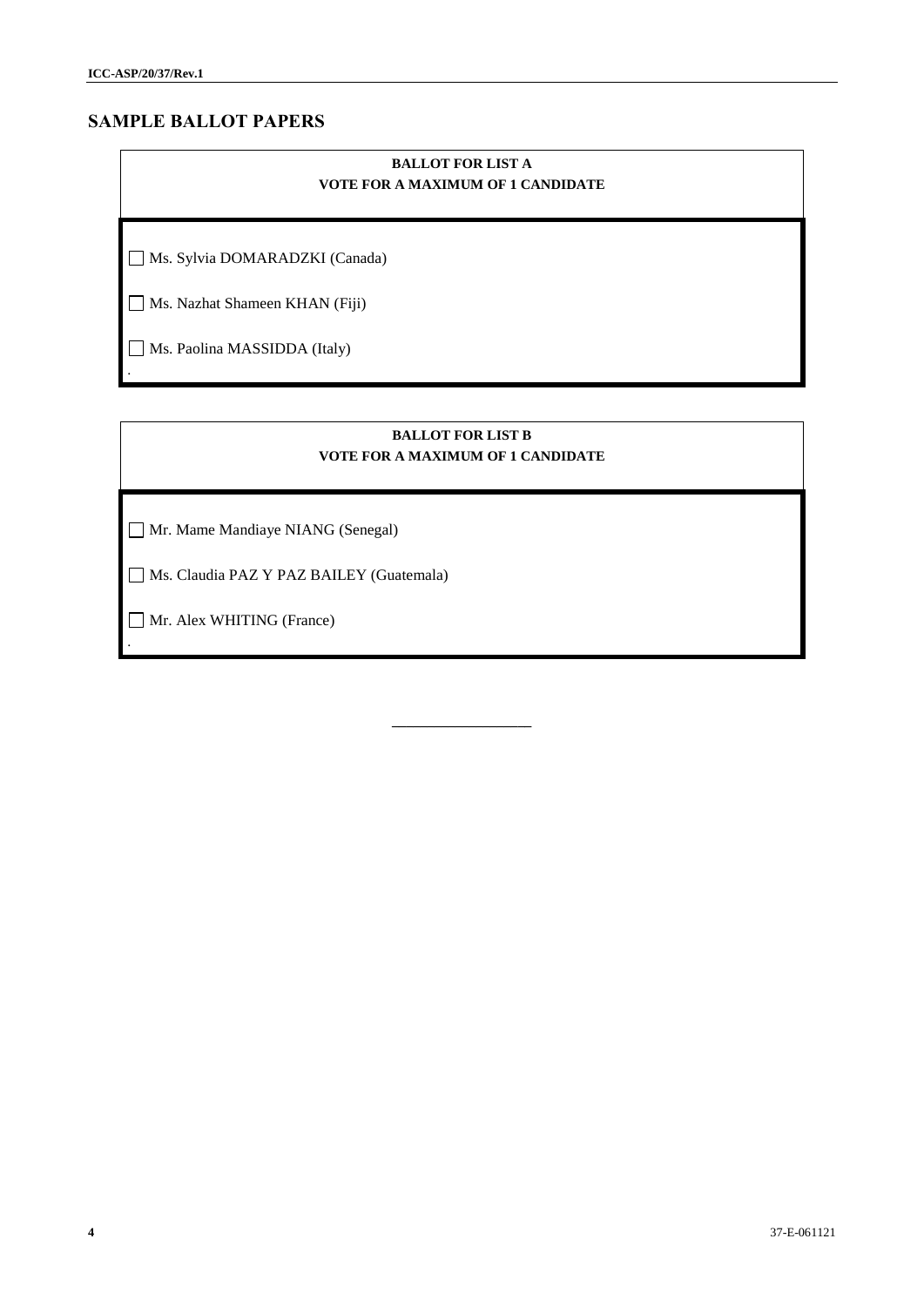## SAMPLE BALLOT PAPERS

**BALLOT FOR LIST A**
**VOTE FOR A MAXIMUM OF 1 CANDIDATE**

☐ Ms. Sylvia DOMARADZKI (Canada)

☐ Ms. Nazhat Shameen KHAN (Fiji)

☐ Ms. Paolina MASSIDDA (Italy)

**BALLOT FOR LIST B**
**VOTE FOR A MAXIMUM OF 1 CANDIDATE**

☐ Mr. Mame Mandiaye NIANG (Senegal)

☐ Ms. Claudia PAZ Y PAZ BAILEY (Guatemala)

☐ Mr. Alex WHITING (France)

---